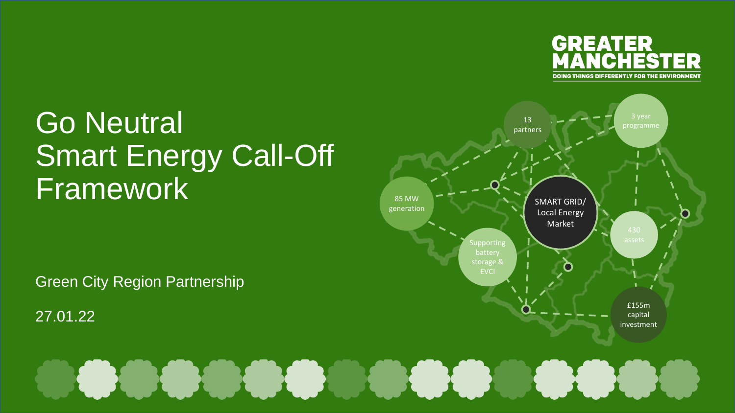GREATER MANCHESTER

DOING THINGS DIFFERENTLY FOR THE ENVIRONMENT

# Go Neutral Smart Energy Call-Off Framework

13 partners

3 year programme

85 MW generation

SMART GRID/ Local Energy Market

430 assets

Supporting battery storage & EVCI

£155m capital investment

Green City Region Partnership

27.01.22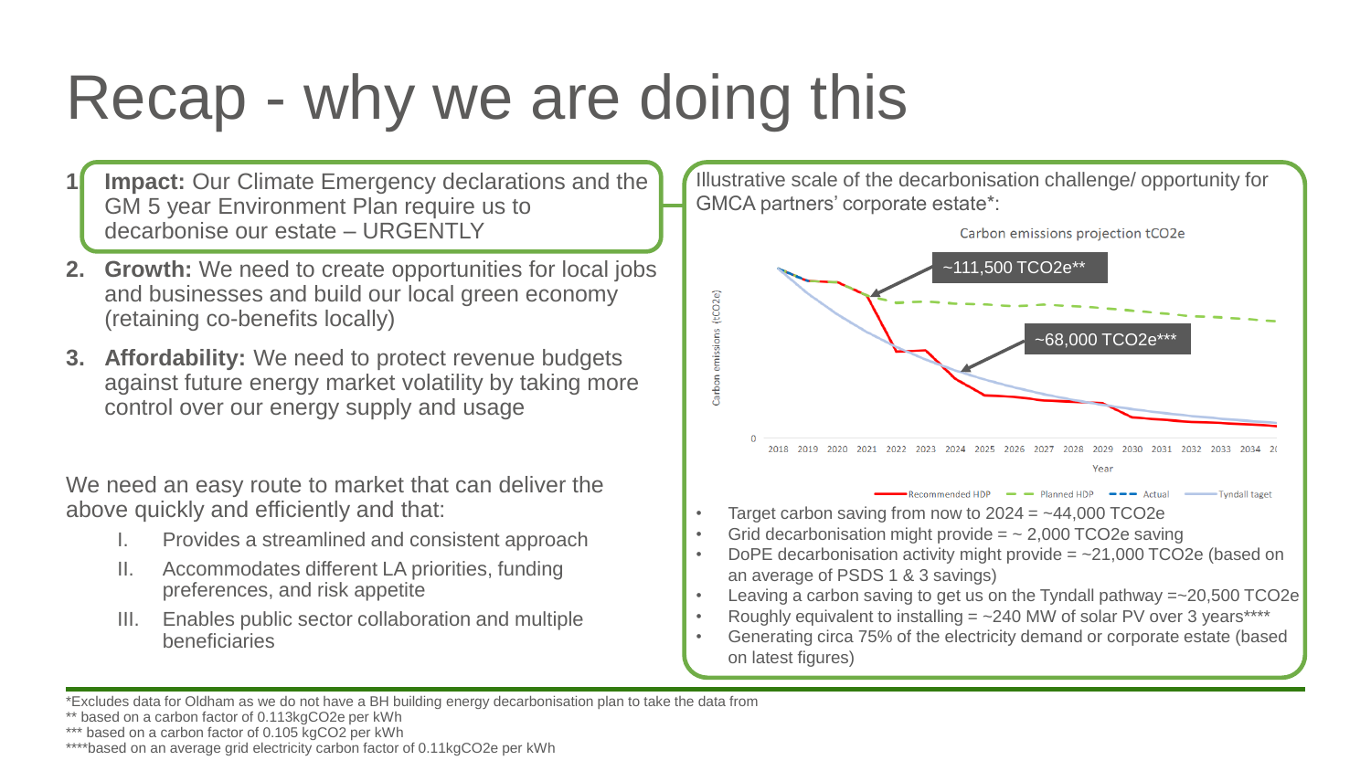# Recap - why we are doing this

1. **Impact:** Our Climate Emergency declarations and the GM 5 year Environment Plan require us to decarbonise our estate – URGENTLY
2. **Growth:** We need to create opportunities for local jobs and businesses and build our local green economy (retaining co-benefits locally)
3. **Affordability:** We need to protect revenue budgets against future energy market volatility by taking more control over our energy supply and usage

We need an easy route to market that can deliver the above quickly and efficiently and that:

- I. Provides a streamlined and consistent approach
- II. Accommodates different LA priorities, funding preferences, and risk appetite
- III. Enables public sector collaboration and multiple beneficiaries

Illustrative scale of the decarbonisation challenge/ opportunity for GMCA partners' corporate estate*:

Carbon emissions projection tCO2e

~111,500 TCO2e**

~68,000 TCO2e***

Carbon emissions (tCO2e)

0

2018 2019 2020 2021 2022 2023 2024 2025 2026 2027 2028 2029 2030 2031 2032 2033 2034 20

Year

Recommended HDP — Planned HDP — Actual — Tyndall taget

- Target carbon saving from now to 2024 = ~44,000 TCO2e
- Grid decarbonisation might provide = ~ 2,000 TCO2e saving
- DoPE decarbonisation activity might provide = ~21,000 TCO2e (based on an average of PSDS 1 & 3 savings)
- Leaving a carbon saving to get us on the Tyndall pathway =~20,500 TCO2e
- Roughly equivalent to installing = ~240 MW of solar PV over 3 years****
- Generating circa 75% of the electricity demand or corporate estate (based on latest figures)

*Excludes data for Oldham as we do not have a BH building energy decarbonisation plan to take the data from

** based on a carbon factor of 0.113kgCO2e per kWh

*** based on a carbon factor of 0.105 kgCO2 per kWh

****based on an average grid electricity carbon factor of 0.11kgCO2e per kWh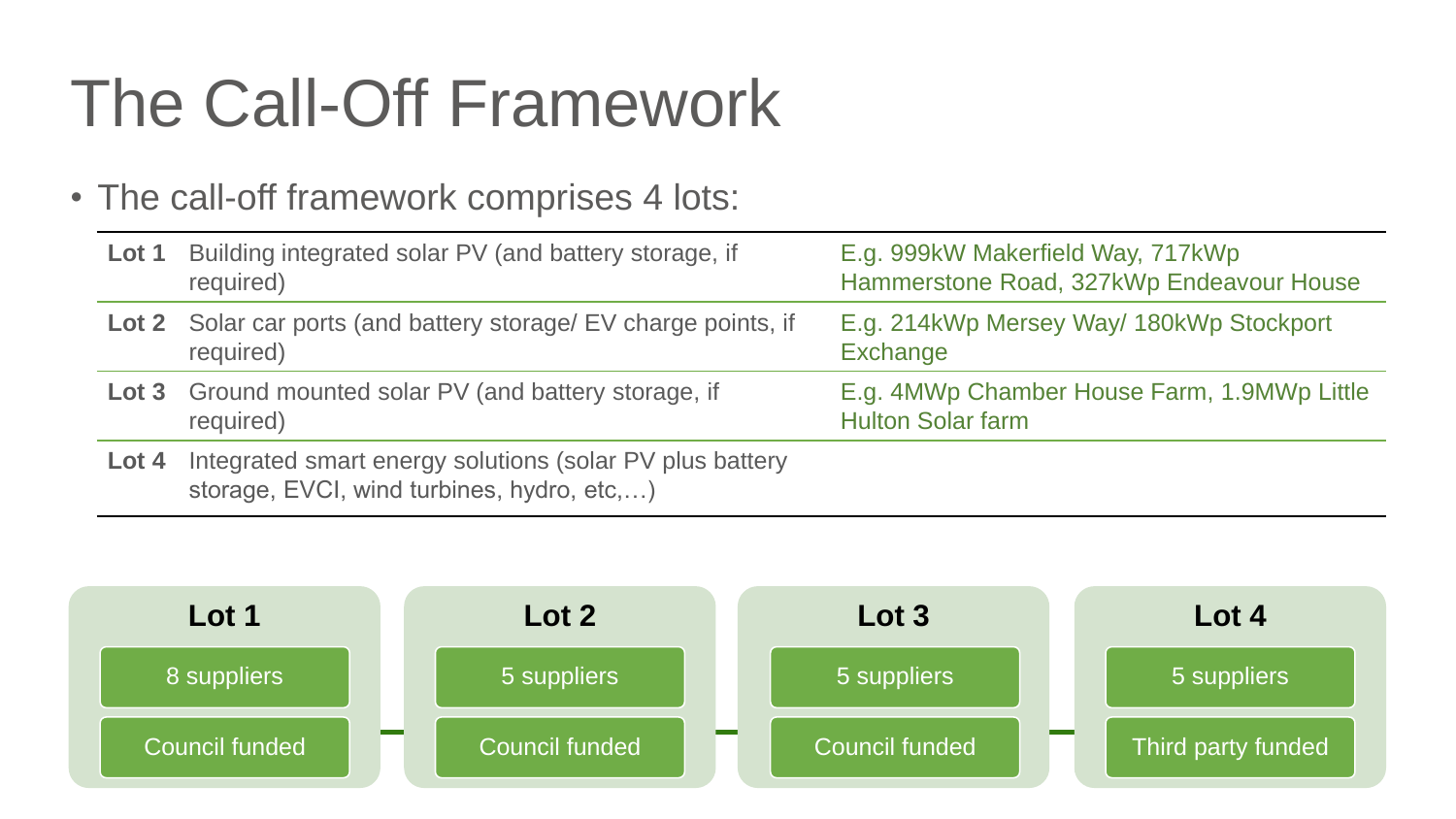# The Call-Off Framework

- The call-off framework comprises 4 lots:

| Lot | Description | Examples |
|---|---|---|
| **Lot 1** | Building integrated solar PV (and battery storage, if required) | E.g. 999kW Makerfield Way, 717kWp Hammerstone Road, 327kWp Endeavour House |
| **Lot 2** | Solar car ports (and battery storage/ EV charge points, if required) | E.g. 214kWp Mersey Way/ 180kWp Stockport Exchange |
| **Lot 3** | Ground mounted solar PV (and battery storage, if required) | E.g. 4MWp Chamber House Farm, 1.9MWp Little Hulton Solar farm |
| **Lot 4** | Integrated smart energy solutions (solar PV plus battery storage, EVCI, wind turbines, hydro, etc,…) | |

| Lot 1 | Lot 2 | Lot 3 | Lot 4 |
|---|---|---|---|
| 8 suppliers | 5 suppliers | 5 suppliers | 5 suppliers |
| Council funded | Council funded | Council funded | Third party funded |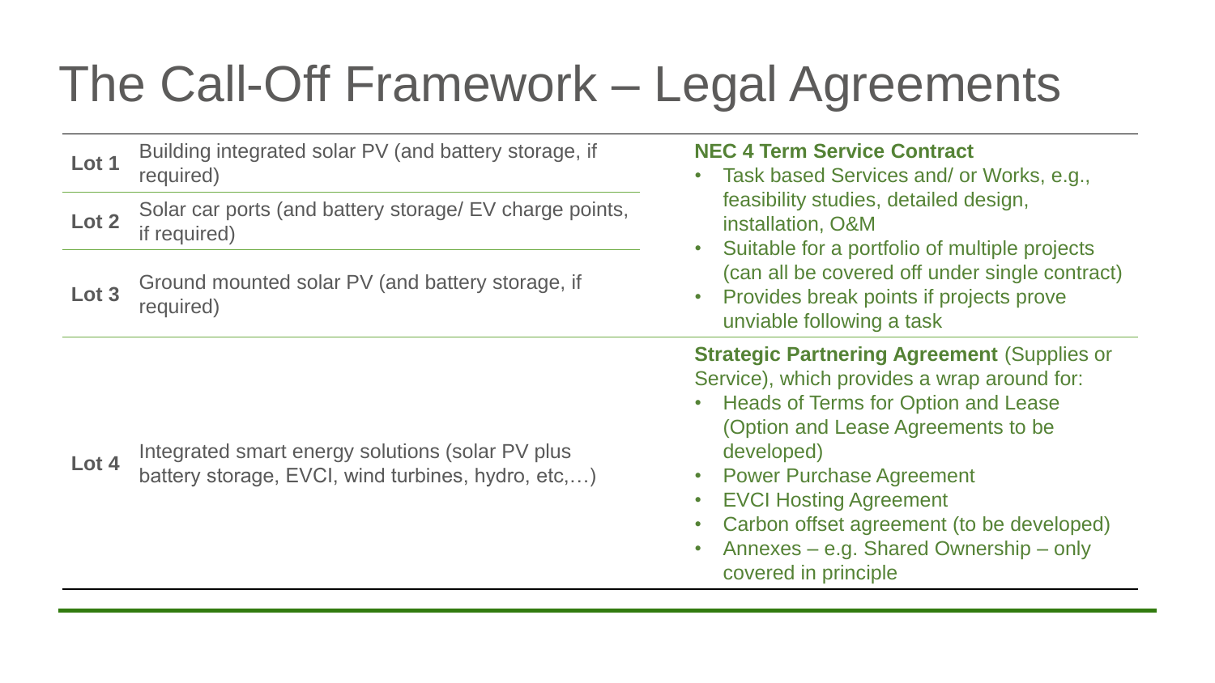# The Call-Off Framework – Legal Agreements

| Lot | Description | Legal Agreement |
| --- | --- | --- |
| **Lot 1** | Building integrated solar PV (and battery storage, if required) | **NEC 4 Term Service Contract**<br>• Task based Services and/ or Works, e.g., feasibility studies, detailed design, installation, O&M<br>• Suitable for a portfolio of multiple projects (can all be covered off under single contract)<br>• Provides break points if projects prove unviable following a task |
| **Lot 2** | Solar car ports (and battery storage/ EV charge points, if required) | |
| **Lot 3** | Ground mounted solar PV (and battery storage, if required) | |
| **Lot 4** | Integrated smart energy solutions (solar PV plus battery storage, EVCI, wind turbines, hydro, etc,…) | **Strategic Partnering Agreement** (Supplies or Service), which provides a wrap around for:<br>• Heads of Terms for Option and Lease (Option and Lease Agreements to be developed)<br>• Power Purchase Agreement<br>• EVCI Hosting Agreement<br>• Carbon offset agreement (to be developed)<br>• Annexes – e.g. Shared Ownership – only covered in principle |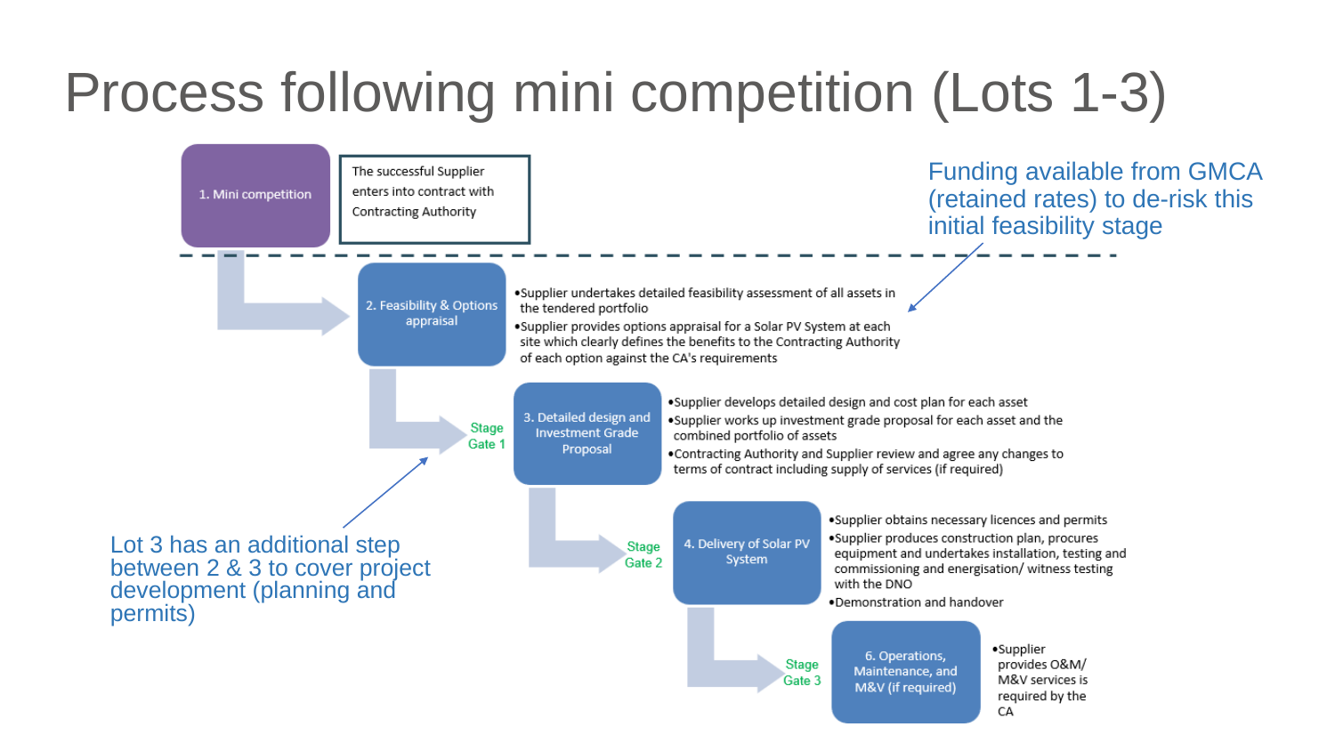# Process following mini competition (Lots 1-3)

**1. Mini competition**

The successful Supplier enters into contract with Contracting Authority

Funding available from GMCA (retained rates) to de-risk this initial feasibility stage

**2. Feasibility & Options appraisal**

- Supplier undertakes detailed feasibility assessment of all assets in the tendered portfolio
- Supplier provides options appraisal for a Solar PV System at each site which clearly defines the benefits to the Contracting Authority of each option against the CA's requirements

Lot 3 has an additional step between 2 & 3 to cover project development (planning and permits)

Stage Gate 1

**3. Detailed design and Investment Grade Proposal**

- Supplier develops detailed design and cost plan for each asset
- Supplier works up investment grade proposal for each asset and the combined portfolio of assets
- Contracting Authority and Supplier review and agree any changes to terms of contract including supply of services (if required)

Stage Gate 2

**4. Delivery of Solar PV System**

- Supplier obtains necessary licences and permits
- Supplier produces construction plan, procures equipment and undertakes installation, testing and commissioning and energisation/ witness testing with the DNO
- Demonstration and handover

Stage Gate 3

**6. Operations, Maintenance, and M&V (if required)**

- Supplier provides O&M/ M&V services is required by the CA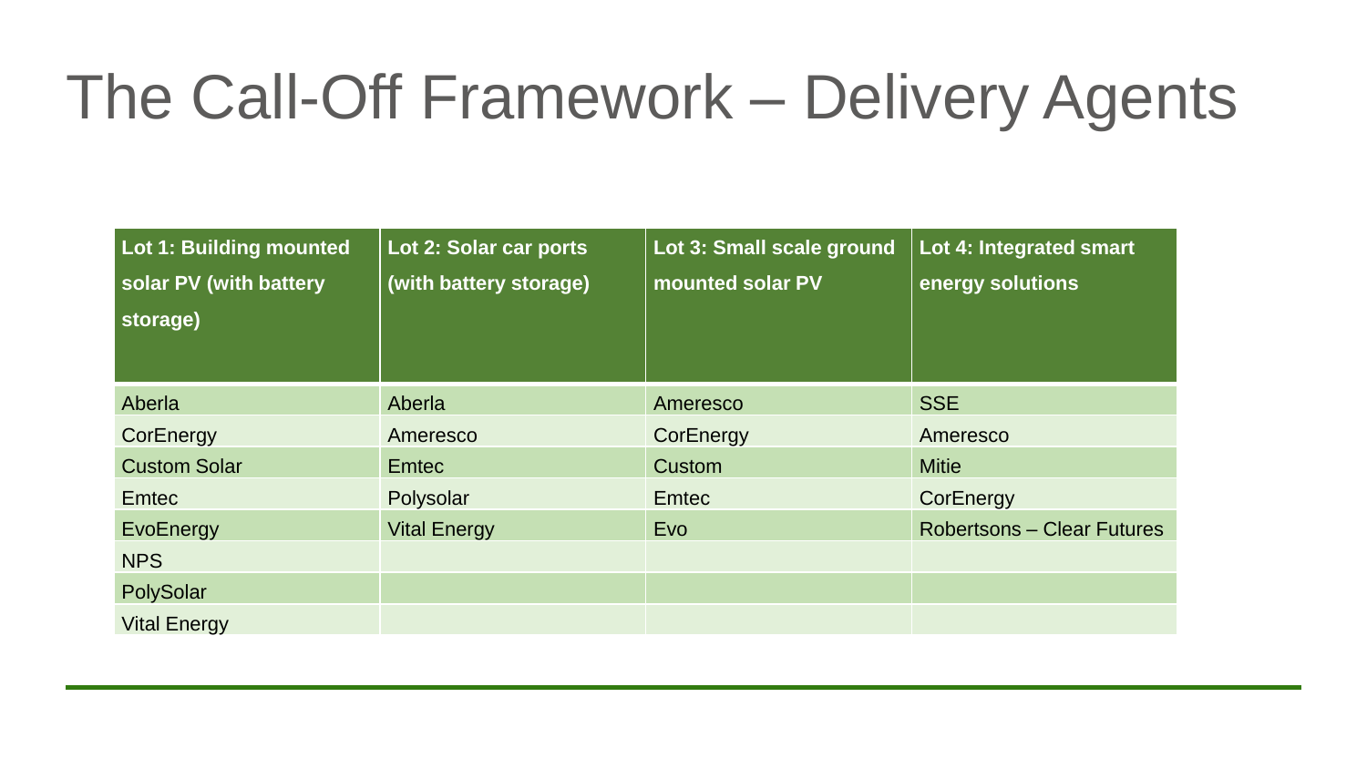# The Call-Off Framework – Delivery Agents

| Lot 1: Building mounted solar PV (with battery storage) | Lot 2: Solar car ports (with battery storage) | Lot 3: Small scale ground mounted solar PV | Lot 4: Integrated smart energy solutions |
|---|---|---|---|
| Aberla | Aberla | Ameresco | SSE |
| CorEnergy | Ameresco | CorEnergy | Ameresco |
| Custom Solar | Emtec | Custom | Mitie |
| Emtec | Polysolar | Emtec | CorEnergy |
| EvoEnergy | Vital Energy | Evo | Robertsons – Clear Futures |
| NPS | | | |
| PolySolar | | | |
| Vital Energy | | | |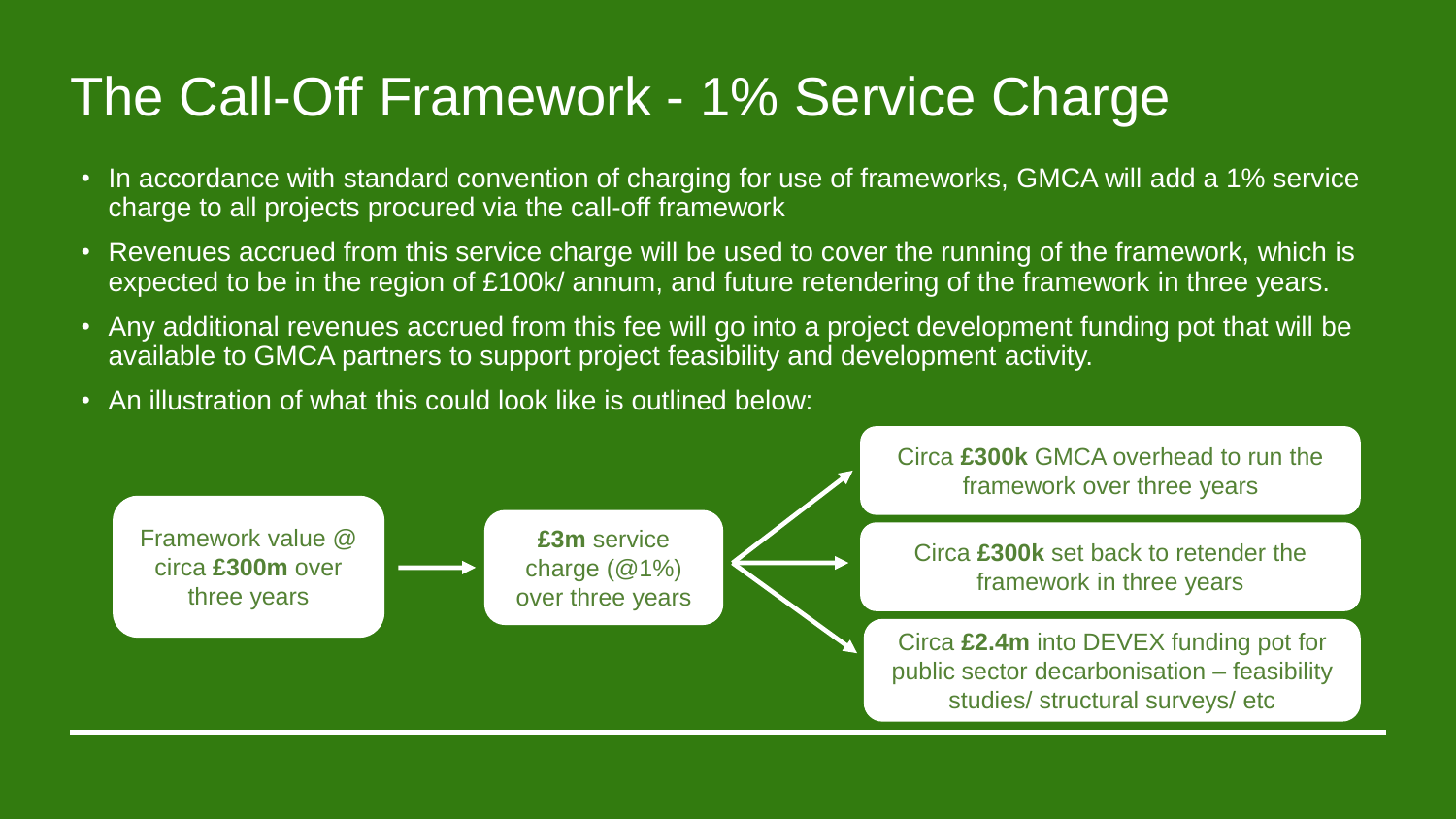# The Call-Off Framework - 1% Service Charge

- In accordance with standard convention of charging for use of frameworks, GMCA will add a 1% service charge to all projects procured via the call-off framework
- Revenues accrued from this service charge will be used to cover the running of the framework, which is expected to be in the region of £100k/ annum, and future retendering of the framework in three years.
- Any additional revenues accrued from this fee will go into a project development funding pot that will be available to GMCA partners to support project feasibility and development activity.
- An illustration of what this could look like is outlined below:

Framework value @ circa **£300m** over three years

→ **£3m** service charge (@1%) over three years

→ Circa **£300k** GMCA overhead to run the framework over three years

→ Circa **£300k** set back to retender the framework in three years

→ Circa **£2.4m** into DEVEX funding pot for public sector decarbonisation – feasibility studies/ structural surveys/ etc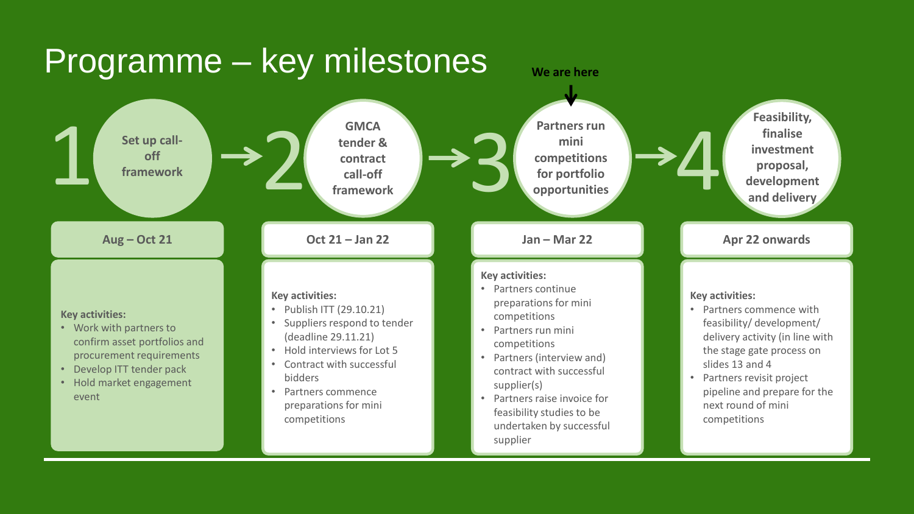# Programme – key milestones

**We are here** ↓ (stage 3)

## 1 – Set up call-off framework

**Aug – Oct 21**

**Key activities:**

- Work with partners to confirm asset portfolios and procurement requirements
- Develop ITT tender pack
- Hold market engagement event

→

## 2 – GMCA tender & contract call-off framework

**Oct 21 – Jan 22**

**Key activities:**

- Publish ITT (29.10.21)
- Suppliers respond to tender (deadline 29.11.21)
- Hold interviews for Lot 5
- Contract with successful bidders
- Partners commence preparations for mini competitions

→

## 3 – Partners run mini competitions for portfolio opportunities

**Jan – Mar 22**

**Key activities:**

- Partners continue preparations for mini competitions
- Partners run mini competitions
- Partners (interview and) contract with successful supplier(s)
- Partners raise invoice for feasibility studies to be undertaken by successful supplier

→

## 4 – Feasibility, finalise investment proposal, development and delivery

**Apr 22 onwards**

**Key activities:**

- Partners commence with feasibility/ development/ delivery activity (in line with the stage gate process on slides 13 and 4
- Partners revisit project pipeline and prepare for the next round of mini competitions